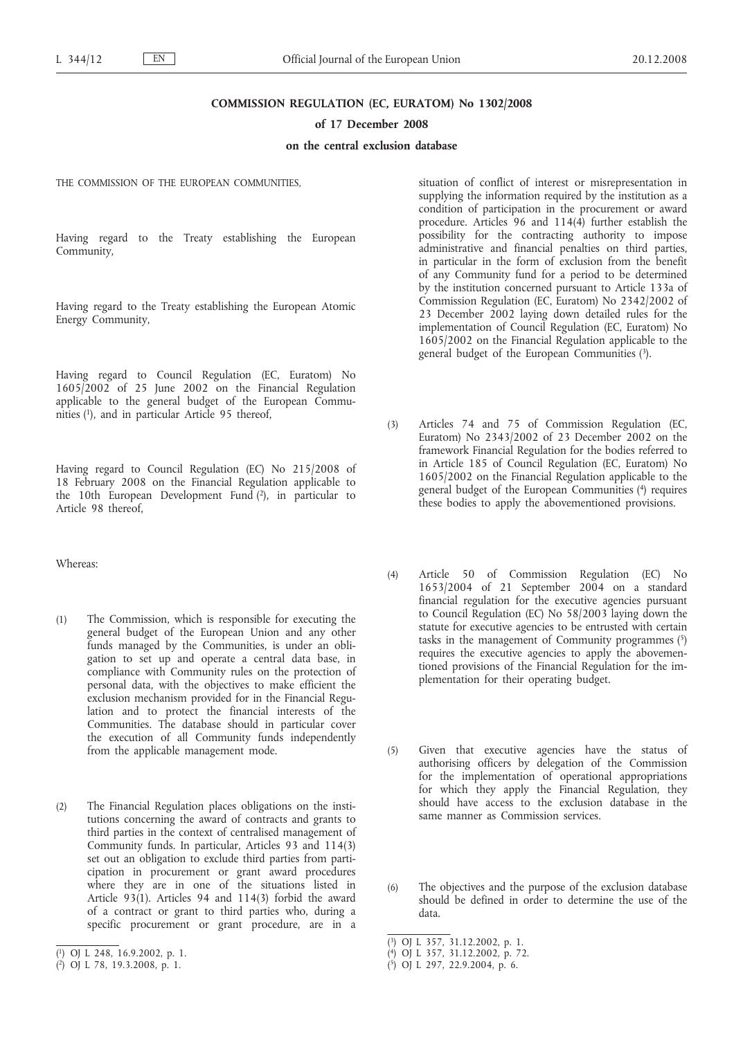**COMMISSION REGULATION (EC, EURATOM) No 1302/2008**

**of 17 December 2008**

**on the central exclusion database**

THE COMMISSION OF THE EUROPEAN COMMUNITIES,

Having regard to the Treaty establishing the European Community,

Having regard to the Treaty establishing the European Atomic Energy Community,

Having regard to Council Regulation (EC, Euratom) No 1605/2002 of 25 June 2002 on the Financial Regulation applicable to the general budget of the European Communities [1], and in particular Article 95 thereof,

Having regard to Council Regulation (EC) No 215/2008 of 18 February 2008 on the Financial Regulation applicable to the 10th European Development Fund [2], in particular to Article 98 thereof,

Whereas:

(1) The Commission, which is responsible for executing the general budget of the European Union and any other funds managed by the Communities, is under an obligation to set up and operate a central data base, in compliance with Community rules on the protection of personal data, with the objectives to make efficient the exclusion mechanism provided for in the Financial Regulation and to protect the financial interests of the Communities. The database should in particular cover the execution of all Community funds independently from the applicable management mode.

(2) The Financial Regulation places obligations on the institutions concerning the award of contracts and grants to third parties in the context of centralised management of Community funds. In particular, Articles 93 and 114(3) set out an obligation to exclude third parties from participation in procurement or grant award procedures where they are in one of the situations listed in Article 93(1). Articles 94 and 114(3) forbid the award of a contract or grant to third parties who, during a specific procurement or grant procedure, are in a situation of conflict of interest or misrepresentation in supplying the information required by the institution as a condition of participation in the procurement or award procedure. Articles 96 and 114(4) further establish the possibility for the contracting authority to impose administrative and financial penalties on third parties, in particular in the form of exclusion from the benefit of any Community fund for a period to be determined by the institution concerned pursuant to Article 133a of Commission Regulation (EC, Euratom) No 2342/2002 of 23 December 2002 laying down detailed rules for the implementation of Council Regulation (EC, Euratom) No 1605/2002 on the Financial Regulation applicable to the general budget of the European Communities [3].

(3) Articles 74 and 75 of Commission Regulation (EC, Euratom) No 2343/2002 of 23 December 2002 on the framework Financial Regulation for the bodies referred to in Article 185 of Council Regulation (EC, Euratom) No 1605/2002 on the Financial Regulation applicable to the general budget of the European Communities [4] requires these bodies to apply the abovementioned provisions.

(4) Article 50 of Commission Regulation (EC) No 1653/2004 of 21 September 2004 on a standard financial regulation for the executive agencies pursuant to Council Regulation (EC) No 58/2003 laying down the statute for executive agencies to be entrusted with certain tasks in the management of Community programmes [5] requires the executive agencies to apply the abovementioned provisions of the Financial Regulation for the implementation for their operating budget.

(5) Given that executive agencies have the status of authorising officers by delegation of the Commission for the implementation of operational appropriations for which they apply the Financial Regulation, they should have access to the exclusion database in the same manner as Commission services.

(6) The objectives and the purpose of the exclusion database should be defined in order to determine the use of the data.

---

[1] OJ L 248, 16.9.2002, p. 1.

[2] OJ L 78, 19.3.2008, p. 1.

[3] OJ L 357, 31.12.2002, p. 1.

[4] OJ L 357, 31.12.2002, p. 72.

[5] OJ L 297, 22.9.2004, p. 6.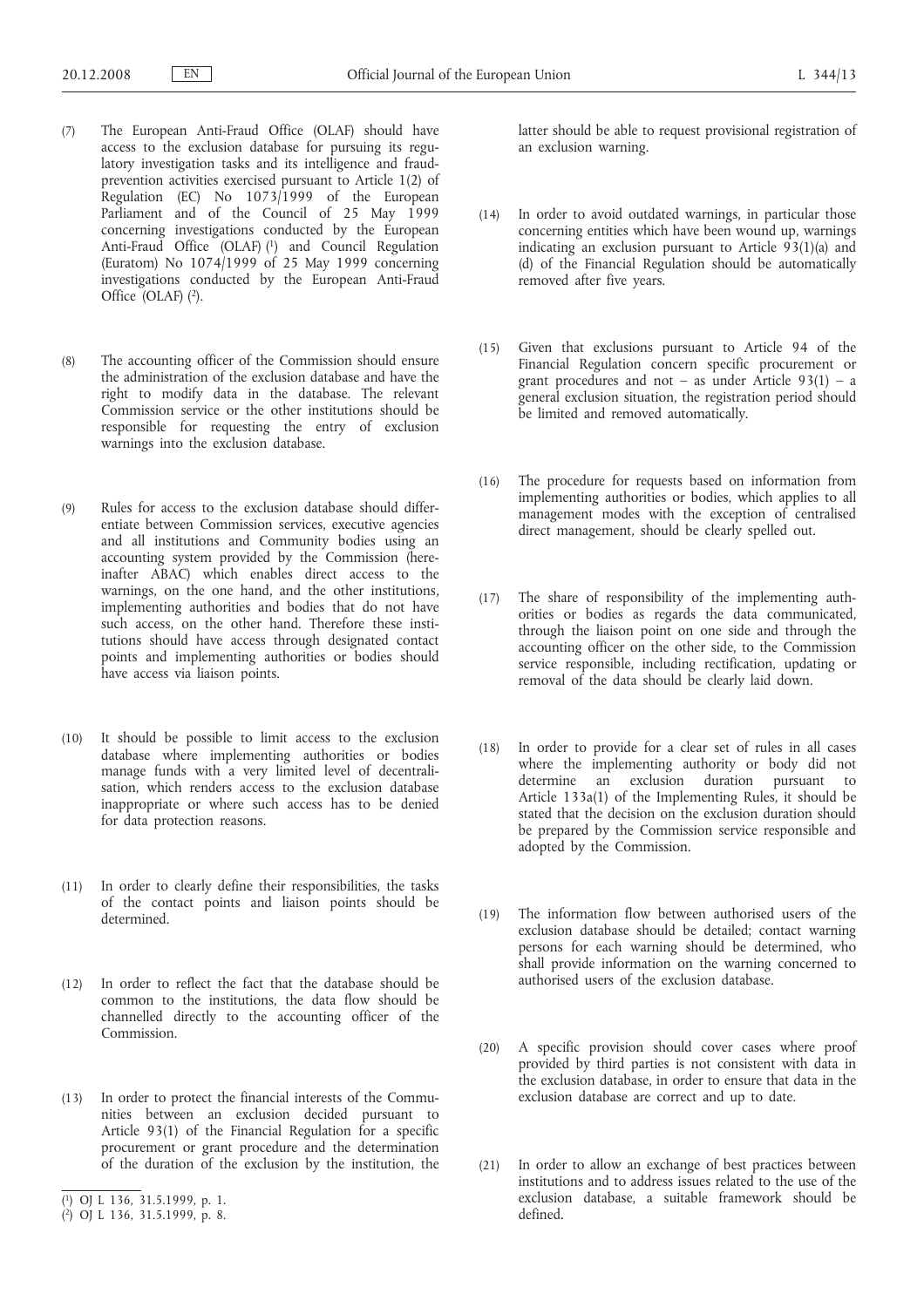(7) The European Anti-Fraud Office (OLAF) should have access to the exclusion database for pursuing its regulatory investigation tasks and its intelligence and fraud-prevention activities exercised pursuant to Article 1(2) of Regulation (EC) No 1073/1999 of the European Parliament and of the Council of 25 May 1999 concerning investigations conducted by the European Anti-Fraud Office (OLAF) [1] and Council Regulation (Euratom) No 1074/1999 of 25 May 1999 concerning investigations conducted by the European Anti-Fraud Office (OLAF) [2].

(8) The accounting officer of the Commission should ensure the administration of the exclusion database and have the right to modify data in the database. The relevant Commission service or the other institutions should be responsible for requesting the entry of exclusion warnings into the exclusion database.

(9) Rules for access to the exclusion database should differentiate between Commission services, executive agencies and all institutions and Community bodies using an accounting system provided by the Commission (hereinafter ABAC) which enables direct access to the warnings, on the one hand, and the other institutions, implementing authorities and bodies that do not have such access, on the other hand. Therefore these institutions should have access through designated contact points and implementing authorities or bodies should have access via liaison points.

(10) It should be possible to limit access to the exclusion database where implementing authorities or bodies manage funds with a very limited level of decentralisation, which renders access to the exclusion database inappropriate or where such access has to be denied for data protection reasons.

(11) In order to clearly define their responsibilities, the tasks of the contact points and liaison points should be determined.

(12) In order to reflect the fact that the database should be common to the institutions, the data flow should be channelled directly to the accounting officer of the Commission.

(13) In order to protect the financial interests of the Communities between an exclusion decided pursuant to Article 93(1) of the Financial Regulation for a specific procurement or grant procedure and the determination of the duration of the exclusion by the institution, the latter should be able to request provisional registration of an exclusion warning.

(14) In order to avoid outdated warnings, in particular those concerning entities which have been wound up, warnings indicating an exclusion pursuant to Article 93(1)(a) and (d) of the Financial Regulation should be automatically removed after five years.

(15) Given that exclusions pursuant to Article 94 of the Financial Regulation concern specific procurement or grant procedures and not – as under Article 93(1) – a general exclusion situation, the registration period should be limited and removed automatically.

(16) The procedure for requests based on information from implementing authorities or bodies, which applies to all management modes with the exception of centralised direct management, should be clearly spelled out.

(17) The share of responsibility of the implementing authorities or bodies as regards the data communicated, through the liaison point on one side and through the accounting officer on the other side, to the Commission service responsible, including rectification, updating or removal of the data should be clearly laid down.

(18) In order to provide for a clear set of rules in all cases where the implementing authority or body did not determine an exclusion duration pursuant to Article 133a(1) of the Implementing Rules, it should be stated that the decision on the exclusion duration should be prepared by the Commission service responsible and adopted by the Commission.

(19) The information flow between authorised users of the exclusion database should be detailed; contact warning persons for each warning should be determined, who shall provide information on the warning concerned to authorised users of the exclusion database.

(20) A specific provision should cover cases where proof provided by third parties is not consistent with data in the exclusion database, in order to ensure that data in the exclusion database are correct and up to date.

(21) In order to allow an exchange of best practices between institutions and to address issues related to the use of the exclusion database, a suitable framework should be defined.

[1] OJ L 136, 31.5.1999, p. 1.

[2] OJ L 136, 31.5.1999, p. 8.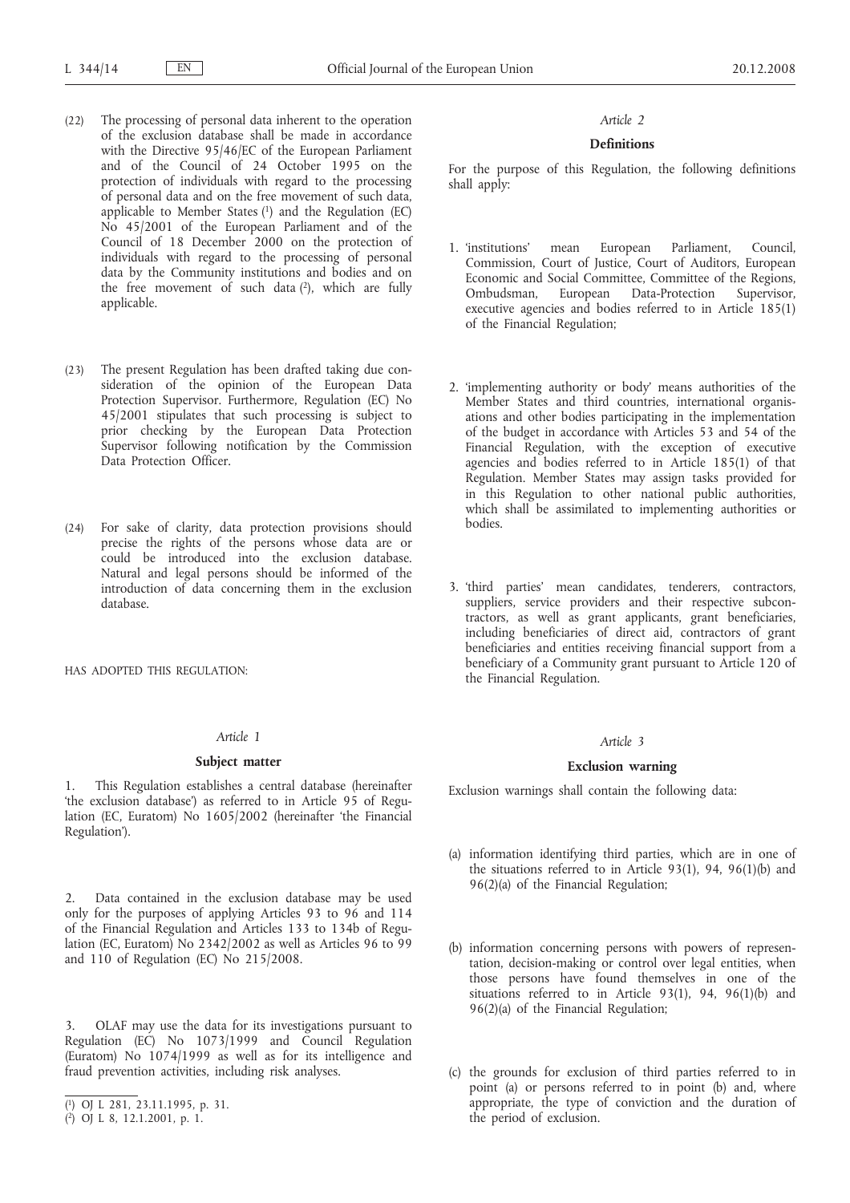(22) The processing of personal data inherent to the operation of the exclusion database shall be made in accordance with the Directive 95/46/EC of the European Parliament and of the Council of 24 October 1995 on the protection of individuals with regard to the processing of personal data and on the free movement of such data, applicable to Member States [1] and the Regulation (EC) No 45/2001 of the European Parliament and of the Council of 18 December 2000 on the protection of individuals with regard to the processing of personal data by the Community institutions and bodies and on the free movement of such data [2], which are fully applicable.

(23) The present Regulation has been drafted taking due consideration of the opinion of the European Data Protection Supervisor. Furthermore, Regulation (EC) No 45/2001 stipulates that such processing is subject to prior checking by the European Data Protection Supervisor following notification by the Commission Data Protection Officer.

(24) For sake of clarity, data protection provisions should precise the rights of the persons whose data are or could be introduced into the exclusion database. Natural and legal persons should be informed of the introduction of data concerning them in the exclusion database.

HAS ADOPTED THIS REGULATION:

*Article 1*

**Subject matter**

1. This Regulation establishes a central database (hereinafter 'the exclusion database') as referred to in Article 95 of Regulation (EC, Euratom) No 1605/2002 (hereinafter 'the Financial Regulation').

2. Data contained in the exclusion database may be used only for the purposes of applying Articles 93 to 96 and 114 of the Financial Regulation and Articles 133 to 134b of Regulation (EC, Euratom) No 2342/2002 as well as Articles 96 to 99 and 110 of Regulation (EC) No 215/2008.

3. OLAF may use the data for its investigations pursuant to Regulation (EC) No 1073/1999 and Council Regulation (Euratom) No 1074/1999 as well as for its intelligence and fraud prevention activities, including risk analyses.

[1] OJ L 281, 23.11.1995, p. 31.

[2] OJ L 8, 12.1.2001, p. 1.

*Article 2*

**Definitions**

For the purpose of this Regulation, the following definitions shall apply:

1. 'institutions' mean European Parliament, Council, Commission, Court of Justice, Court of Auditors, European Economic and Social Committee, Committee of the Regions, Ombudsman, European Data-Protection Supervisor, executive agencies and bodies referred to in Article 185(1) of the Financial Regulation;

2. 'implementing authority or body' means authorities of the Member States and third countries, international organisations and other bodies participating in the implementation of the budget in accordance with Articles 53 and 54 of the Financial Regulation, with the exception of executive agencies and bodies referred to in Article 185(1) of that Regulation. Member States may assign tasks provided for in this Regulation to other national public authorities, which shall be assimilated to implementing authorities or bodies.

3. 'third parties' mean candidates, tenderers, contractors, suppliers, service providers and their respective subcontractors, as well as grant applicants, grant beneficiaries, including beneficiaries of direct aid, contractors of grant beneficiaries and entities receiving financial support from a beneficiary of a Community grant pursuant to Article 120 of the Financial Regulation.

*Article 3*

**Exclusion warning**

Exclusion warnings shall contain the following data:

(a) information identifying third parties, which are in one of the situations referred to in Article 93(1), 94, 96(1)(b) and 96(2)(a) of the Financial Regulation;

(b) information concerning persons with powers of representation, decision-making or control over legal entities, when those persons have found themselves in one of the situations referred to in Article 93(1), 94, 96(1)(b) and 96(2)(a) of the Financial Regulation;

(c) the grounds for exclusion of third parties referred to in point (a) or persons referred to in point (b) and, where appropriate, the type of conviction and the duration of the period of exclusion.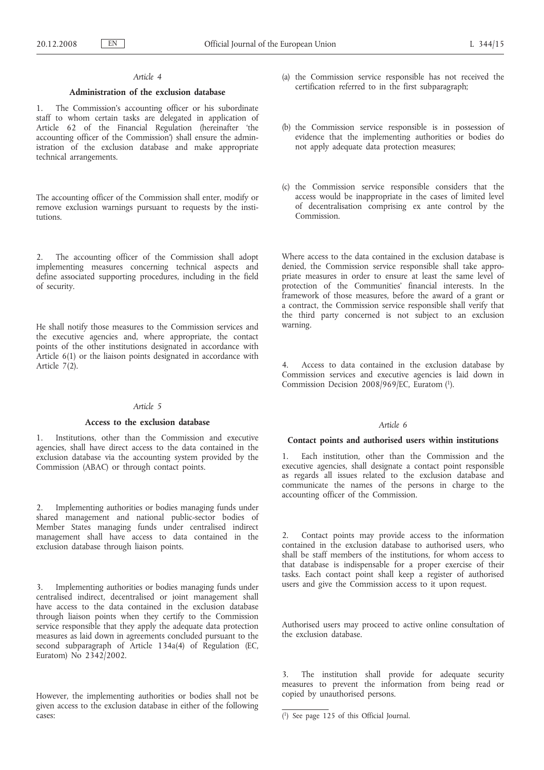*Article 4*

**Administration of the exclusion database**

1. The Commission's accounting officer or his subordinate staff to whom certain tasks are delegated in application of Article 62 of the Financial Regulation (hereinafter 'the accounting officer of the Commission') shall ensure the administration of the exclusion database and make appropriate technical arrangements.

The accounting officer of the Commission shall enter, modify or remove exclusion warnings pursuant to requests by the institutions.

2. The accounting officer of the Commission shall adopt implementing measures concerning technical aspects and define associated supporting procedures, including in the field of security.

He shall notify those measures to the Commission services and the executive agencies and, where appropriate, the contact points of the other institutions designated in accordance with Article 6(1) or the liaison points designated in accordance with Article 7(2).

*Article 5*

**Access to the exclusion database**

1. Institutions, other than the Commission and executive agencies, shall have direct access to the data contained in the exclusion database via the accounting system provided by the Commission (ABAC) or through contact points.

2. Implementing authorities or bodies managing funds under shared management and national public-sector bodies of Member States managing funds under centralised indirect management shall have access to data contained in the exclusion database through liaison points.

3. Implementing authorities or bodies managing funds under centralised indirect, decentralised or joint management shall have access to the data contained in the exclusion database through liaison points when they certify to the Commission service responsible that they apply the adequate data protection measures as laid down in agreements concluded pursuant to the second subparagraph of Article 134a(4) of Regulation (EC, Euratom) No 2342/2002.

However, the implementing authorities or bodies shall not be given access to the exclusion database in either of the following cases:

(a) the Commission service responsible has not received the certification referred to in the first subparagraph;

(b) the Commission service responsible is in possession of evidence that the implementing authorities or bodies do not apply adequate data protection measures;

(c) the Commission service responsible considers that the access would be inappropriate in the cases of limited level of decentralisation comprising ex ante control by the Commission.

Where access to the data contained in the exclusion database is denied, the Commission service responsible shall take appropriate measures in order to ensure at least the same level of protection of the Communities' financial interests. In the framework of those measures, before the award of a grant or a contract, the Commission service responsible shall verify that the third party concerned is not subject to an exclusion warning.

4. Access to data contained in the exclusion database by Commission services and executive agencies is laid down in Commission Decision 2008/969/EC, Euratom [1].

*Article 6*

**Contact points and authorised users within institutions**

1. Each institution, other than the Commission and the executive agencies, shall designate a contact point responsible as regards all issues related to the exclusion database and communicate the names of the persons in charge to the accounting officer of the Commission.

2. Contact points may provide access to the information contained in the exclusion database to authorised users, who shall be staff members of the institutions, for whom access to that database is indispensable for a proper exercise of their tasks. Each contact point shall keep a register of authorised users and give the Commission access to it upon request.

Authorised users may proceed to active online consultation of the exclusion database.

3. The institution shall provide for adequate security measures to prevent the information from being read or copied by unauthorised persons.

---

[1] See page 125 of this Official Journal.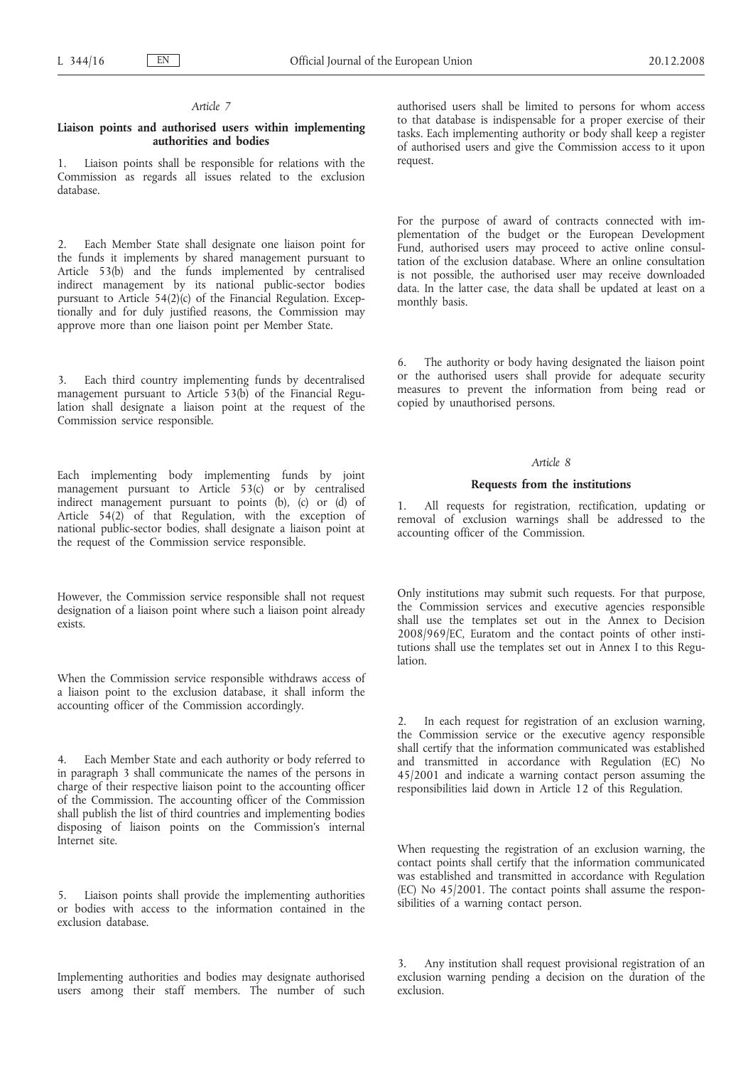*Article 7*

**Liaison points and authorised users within implementing authorities and bodies**

1. Liaison points shall be responsible for relations with the Commission as regards all issues related to the exclusion database.

2. Each Member State shall designate one liaison point for the funds it implements by shared management pursuant to Article 53(b) and the funds implemented by centralised indirect management by its national public-sector bodies pursuant to Article 54(2)(c) of the Financial Regulation. Exceptionally and for duly justified reasons, the Commission may approve more than one liaison point per Member State.

3. Each third country implementing funds by decentralised management pursuant to Article 53(b) of the Financial Regulation shall designate a liaison point at the request of the Commission service responsible.

Each implementing body implementing funds by joint management pursuant to Article 53(c) or by centralised indirect management pursuant to points (b), (c) or (d) of Article 54(2) of that Regulation, with the exception of national public-sector bodies, shall designate a liaison point at the request of the Commission service responsible.

However, the Commission service responsible shall not request designation of a liaison point where such a liaison point already exists.

When the Commission service responsible withdraws access of a liaison point to the exclusion database, it shall inform the accounting officer of the Commission accordingly.

4. Each Member State and each authority or body referred to in paragraph 3 shall communicate the names of the persons in charge of their respective liaison point to the accounting officer of the Commission. The accounting officer of the Commission shall publish the list of third countries and implementing bodies disposing of liaison points on the Commission's internal Internet site.

5. Liaison points shall provide the implementing authorities or bodies with access to the information contained in the exclusion database.

Implementing authorities and bodies may designate authorised users among their staff members. The number of such authorised users shall be limited to persons for whom access to that database is indispensable for a proper exercise of their tasks. Each implementing authority or body shall keep a register of authorised users and give the Commission access to it upon request.

For the purpose of award of contracts connected with implementation of the budget or the European Development Fund, authorised users may proceed to active online consultation of the exclusion database. Where an online consultation is not possible, the authorised user may receive downloaded data. In the latter case, the data shall be updated at least on a monthly basis.

6. The authority or body having designated the liaison point or the authorised users shall provide for adequate security measures to prevent the information from being read or copied by unauthorised persons.

*Article 8*

**Requests from the institutions**

1. All requests for registration, rectification, updating or removal of exclusion warnings shall be addressed to the accounting officer of the Commission.

Only institutions may submit such requests. For that purpose, the Commission services and executive agencies responsible shall use the templates set out in the Annex to Decision 2008/969/EC, Euratom and the contact points of other institutions shall use the templates set out in Annex I to this Regulation.

2. In each request for registration of an exclusion warning, the Commission service or the executive agency responsible shall certify that the information communicated was established and transmitted in accordance with Regulation (EC) No 45/2001 and indicate a warning contact person assuming the responsibilities laid down in Article 12 of this Regulation.

When requesting the registration of an exclusion warning, the contact points shall certify that the information communicated was established and transmitted in accordance with Regulation (EC) No 45/2001. The contact points shall assume the responsibilities of a warning contact person.

3. Any institution shall request provisional registration of an exclusion warning pending a decision on the duration of the exclusion.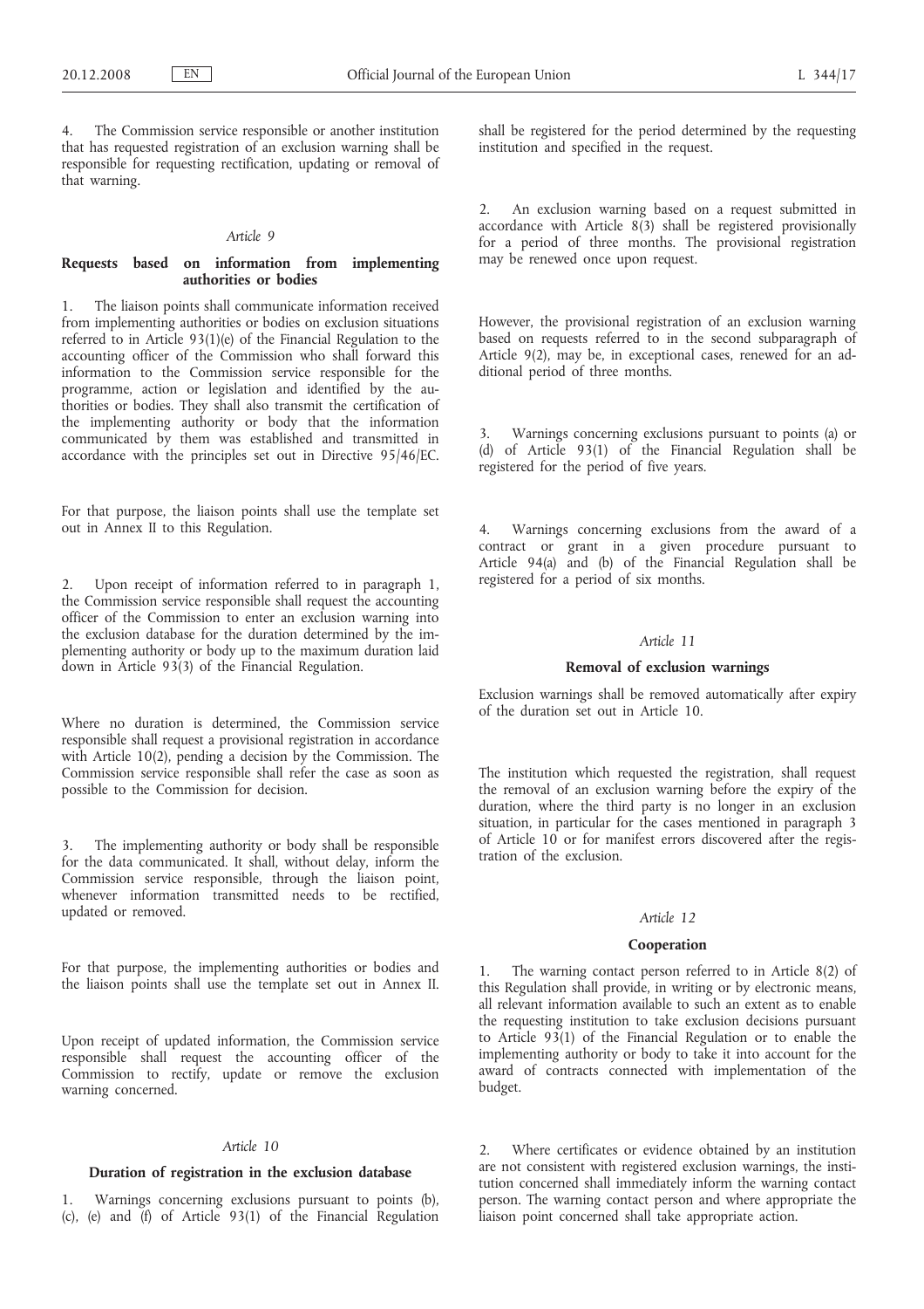4. The Commission service responsible or another institution that has requested registration of an exclusion warning shall be responsible for requesting rectification, updating or removal of that warning.

*Article 9*

**Requests based on information from implementing authorities or bodies**

1. The liaison points shall communicate information received from implementing authorities or bodies on exclusion situations referred to in Article 93(1)(e) of the Financial Regulation to the accounting officer of the Commission who shall forward this information to the Commission service responsible for the programme, action or legislation and identified by the authorities or bodies. They shall also transmit the certification of the implementing authority or body that the information communicated by them was established and transmitted in accordance with the principles set out in Directive 95/46/EC.

For that purpose, the liaison points shall use the template set out in Annex II to this Regulation.

2. Upon receipt of information referred to in paragraph 1, the Commission service responsible shall request the accounting officer of the Commission to enter an exclusion warning into the exclusion database for the duration determined by the implementing authority or body up to the maximum duration laid down in Article 93(3) of the Financial Regulation.

Where no duration is determined, the Commission service responsible shall request a provisional registration in accordance with Article 10(2), pending a decision by the Commission. The Commission service responsible shall refer the case as soon as possible to the Commission for decision.

3. The implementing authority or body shall be responsible for the data communicated. It shall, without delay, inform the Commission service responsible, through the liaison point, whenever information transmitted needs to be rectified, updated or removed.

For that purpose, the implementing authorities or bodies and the liaison points shall use the template set out in Annex II.

Upon receipt of updated information, the Commission service responsible shall request the accounting officer of the Commission to rectify, update or remove the exclusion warning concerned.

*Article 10*

**Duration of registration in the exclusion database**

1. Warnings concerning exclusions pursuant to points (b), (c), (e) and (f) of Article 93(1) of the Financial Regulation shall be registered for the period determined by the requesting institution and specified in the request.

2. An exclusion warning based on a request submitted in accordance with Article 8(3) shall be registered provisionally for a period of three months. The provisional registration may be renewed once upon request.

However, the provisional registration of an exclusion warning based on requests referred to in the second subparagraph of Article 9(2), may be, in exceptional cases, renewed for an additional period of three months.

3. Warnings concerning exclusions pursuant to points (a) or (d) of Article 93(1) of the Financial Regulation shall be registered for the period of five years.

4. Warnings concerning exclusions from the award of a contract or grant in a given procedure pursuant to Article 94(a) and (b) of the Financial Regulation shall be registered for a period of six months.

*Article 11*

**Removal of exclusion warnings**

Exclusion warnings shall be removed automatically after expiry of the duration set out in Article 10.

The institution which requested the registration, shall request the removal of an exclusion warning before the expiry of the duration, where the third party is no longer in an exclusion situation, in particular for the cases mentioned in paragraph 3 of Article 10 or for manifest errors discovered after the registration of the exclusion.

*Article 12*

**Cooperation**

1. The warning contact person referred to in Article 8(2) of this Regulation shall provide, in writing or by electronic means, all relevant information available to such an extent as to enable the requesting institution to take exclusion decisions pursuant to Article 93(1) of the Financial Regulation or to enable the implementing authority or body to take it into account for the award of contracts connected with implementation of the budget.

2. Where certificates or evidence obtained by an institution are not consistent with registered exclusion warnings, the institution concerned shall immediately inform the warning contact person. The warning contact person and where appropriate the liaison point concerned shall take appropriate action.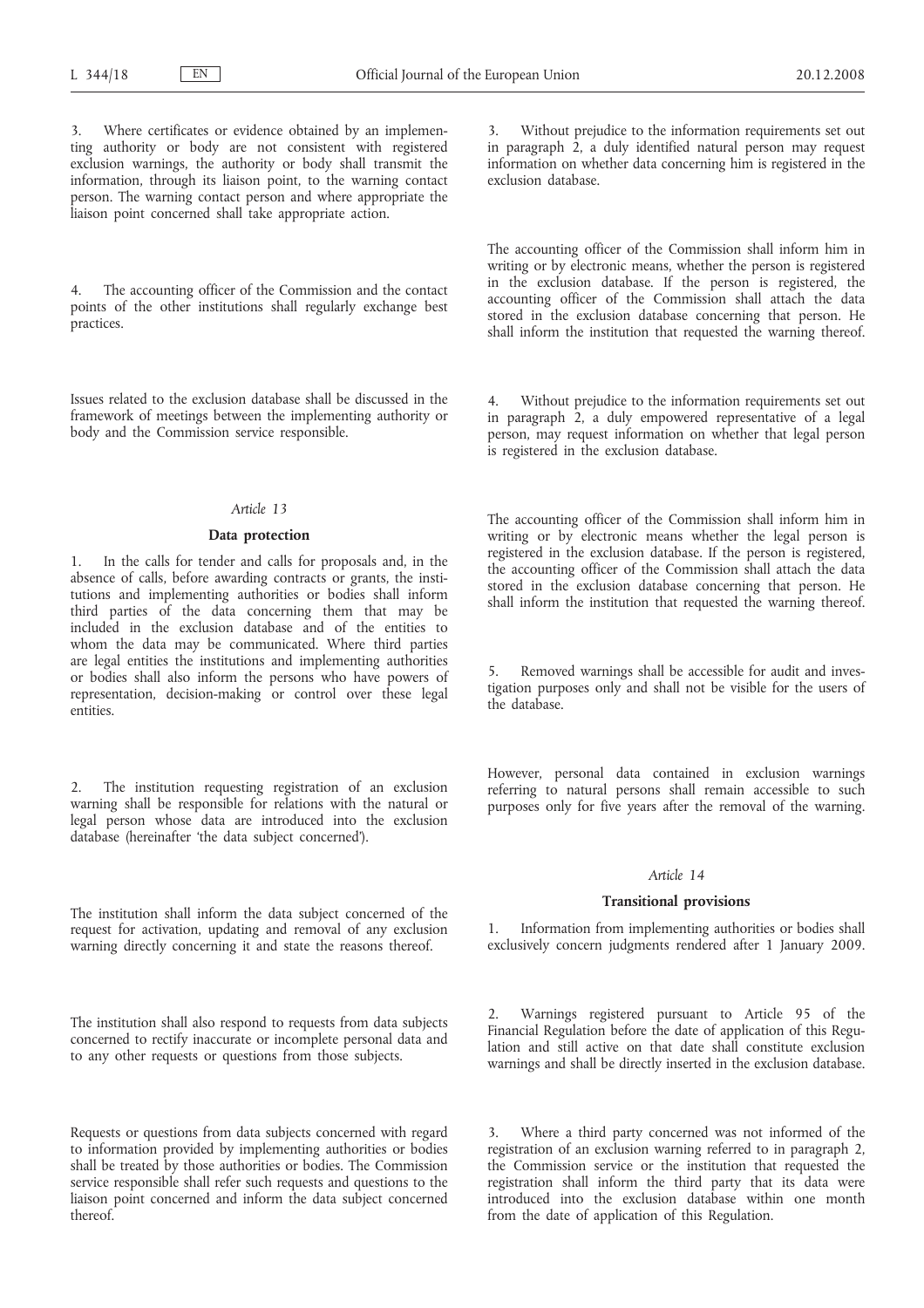3. Where certificates or evidence obtained by an implementing authority or body are not consistent with registered exclusion warnings, the authority or body shall transmit the information, through its liaison point, to the warning contact person. The warning contact person and where appropriate the liaison point concerned shall take appropriate action.

4. The accounting officer of the Commission and the contact points of the other institutions shall regularly exchange best practices.

Issues related to the exclusion database shall be discussed in the framework of meetings between the implementing authority or body and the Commission service responsible.

*Article 13*

**Data protection**

1. In the calls for tender and calls for proposals and, in the absence of calls, before awarding contracts or grants, the institutions and implementing authorities or bodies shall inform third parties of the data concerning them that may be included in the exclusion database and of the entities to whom the data may be communicated. Where third parties are legal entities the institutions and implementing authorities or bodies shall also inform the persons who have powers of representation, decision-making or control over these legal entities.

2. The institution requesting registration of an exclusion warning shall be responsible for relations with the natural or legal person whose data are introduced into the exclusion database (hereinafter 'the data subject concerned').

The institution shall inform the data subject concerned of the request for activation, updating and removal of any exclusion warning directly concerning it and state the reasons thereof.

The institution shall also respond to requests from data subjects concerned to rectify inaccurate or incomplete personal data and to any other requests or questions from those subjects.

Requests or questions from data subjects concerned with regard to information provided by implementing authorities or bodies shall be treated by those authorities or bodies. The Commission service responsible shall refer such requests and questions to the liaison point concerned and inform the data subject concerned thereof.

3. Without prejudice to the information requirements set out in paragraph 2, a duly identified natural person may request information on whether data concerning him is registered in the exclusion database.

The accounting officer of the Commission shall inform him in writing or by electronic means, whether the person is registered in the exclusion database. If the person is registered, the accounting officer of the Commission shall attach the data stored in the exclusion database concerning that person. He shall inform the institution that requested the warning thereof.

4. Without prejudice to the information requirements set out in paragraph 2, a duly empowered representative of a legal person, may request information on whether that legal person is registered in the exclusion database.

The accounting officer of the Commission shall inform him in writing or by electronic means whether the legal person is registered in the exclusion database. If the person is registered, the accounting officer of the Commission shall attach the data stored in the exclusion database concerning that person. He shall inform the institution that requested the warning thereof.

5. Removed warnings shall be accessible for audit and investigation purposes only and shall not be visible for the users of the database.

However, personal data contained in exclusion warnings referring to natural persons shall remain accessible to such purposes only for five years after the removal of the warning.

*Article 14*

**Transitional provisions**

1. Information from implementing authorities or bodies shall exclusively concern judgments rendered after 1 January 2009.

2. Warnings registered pursuant to Article 95 of the Financial Regulation before the date of application of this Regulation and still active on that date shall constitute exclusion warnings and shall be directly inserted in the exclusion database.

3. Where a third party concerned was not informed of the registration of an exclusion warning referred to in paragraph 2, the Commission service or the institution that requested the registration shall inform the third party that its data were introduced into the exclusion database within one month from the date of application of this Regulation.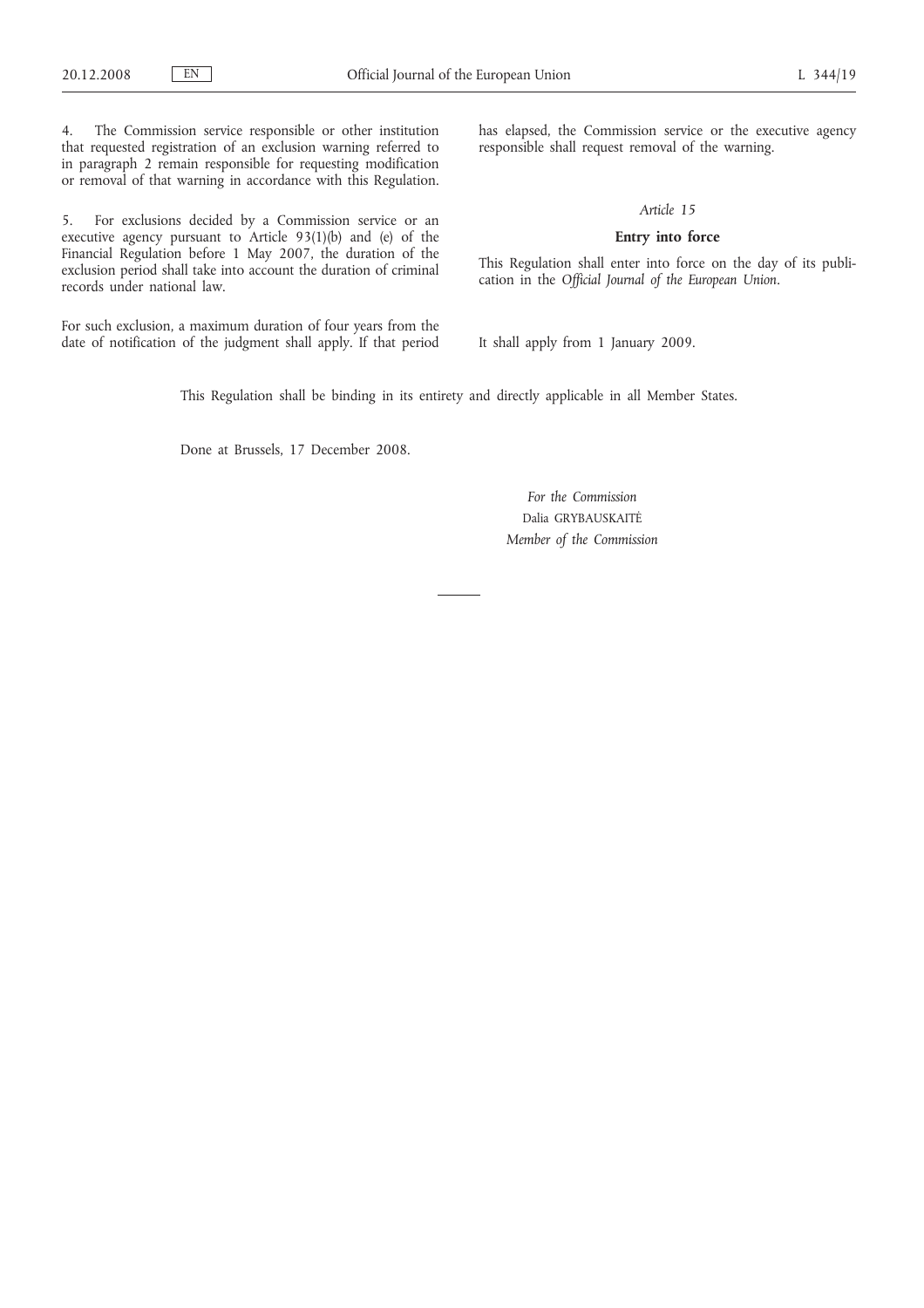4. The Commission service responsible or other institution that requested registration of an exclusion warning referred to in paragraph 2 remain responsible for requesting modification or removal of that warning in accordance with this Regulation.

5. For exclusions decided by a Commission service or an executive agency pursuant to Article 93(1)(b) and (e) of the Financial Regulation before 1 May 2007, the duration of the exclusion period shall take into account the duration of criminal records under national law.

For such exclusion, a maximum duration of four years from the date of notification of the judgment shall apply. If that period has elapsed, the Commission service or the executive agency responsible shall request removal of the warning.

*Article 15*

**Entry into force**

This Regulation shall enter into force on the day of its publication in the *Official Journal of the European Union*.

It shall apply from 1 January 2009.

This Regulation shall be binding in its entirety and directly applicable in all Member States.

Done at Brussels, 17 December 2008.

*For the Commission*
Dalia GRYBAUSKAITĖ
*Member of the Commission*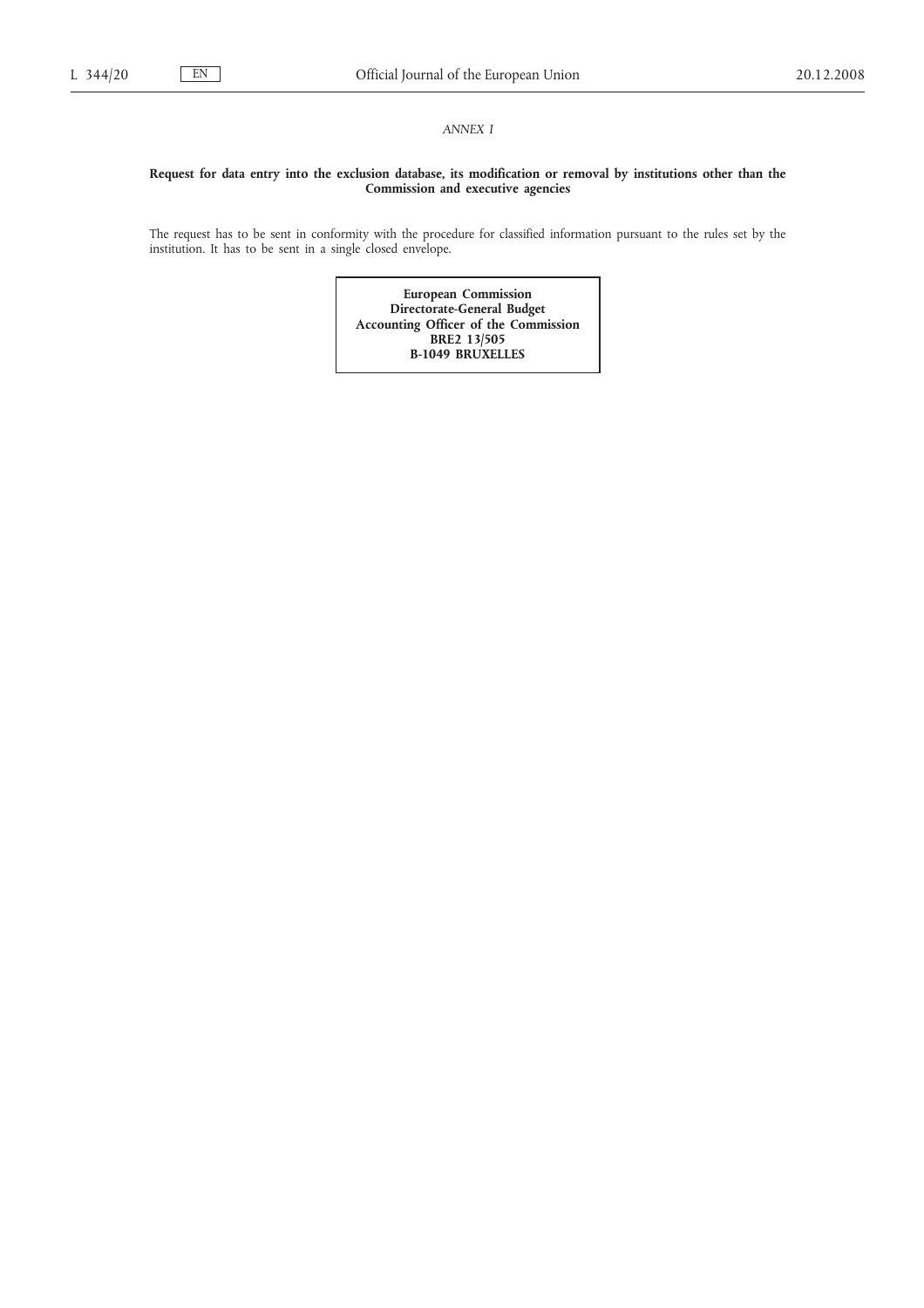*ANNEX I*

**Request for data entry into the exclusion database, its modification or removal by institutions other than the Commission and executive agencies**

The request has to be sent in conformity with the procedure for classified information pursuant to the rules set by the institution. It has to be sent in a single closed envelope.

**European Commission**
**Directorate-General Budget**
**Accounting Officer of the Commission**
**BRE2 13/505**
**B-1049 BRUXELLES**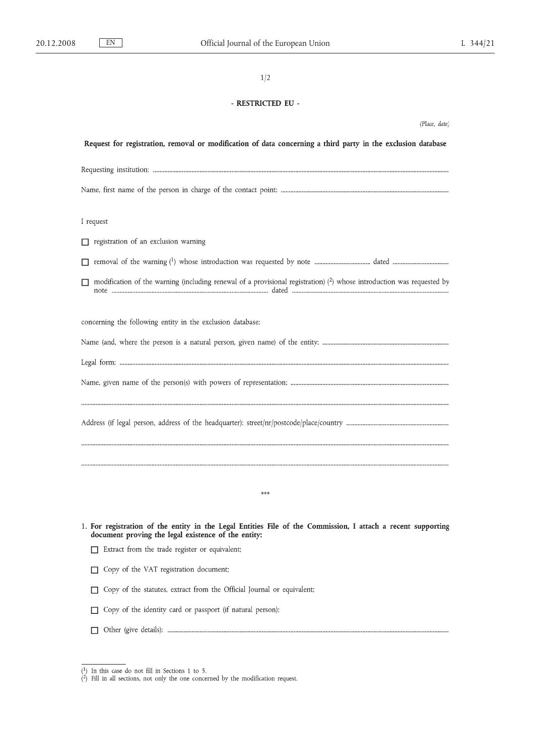1/2

**- RESTRICTED EU -**

*(Place, date)*

**Request for registration, removal or modification of data concerning a third party in the exclusion database**

Requesting institution: ..........................................................................................................................................

Name, first name of the person in charge of the contact point: .......................................................................

I request

☐ registration of an exclusion warning

☐ removal of the warning [1] whose introduction was requested by note .................................. dated ..................................

☐ modification of the warning (including renewal of a provisional registration) [2] whose introduction was requested by note .................................................................................. dated .................................................................................

concerning the following entity in the exclusion database:

Name (and, where the person is a natural person, given name) of the entity: ..................................................................

Legal form: ..........................................................................................................................................

Name, given name of the person(s) with powers of representation: ....................................................................................

..........................................................................................................................................

Address (if legal person, address of the headquarter): street/nr/postcode/place/country ..................................................

..........................................................................................................................................

..........................................................................................................................................

\*\*\*

1. **For registration of the entity in the Legal Entities File of the Commission, I attach a recent supporting document proving the legal existence of the entity:**

   ☐ Extract from the trade register or equivalent;

   ☐ Copy of the VAT registration document;

   ☐ Copy of the statutes, extract from the Official Journal or equivalent;

   ☐ Copy of the identity card or passport (if natural person);

   ☐ Other (give details): ..........................................................................................................................................

---

[1] In this case do not fill in Sections 1 to 5.

[2] Fill in all sections, not only the one concerned by the modification request.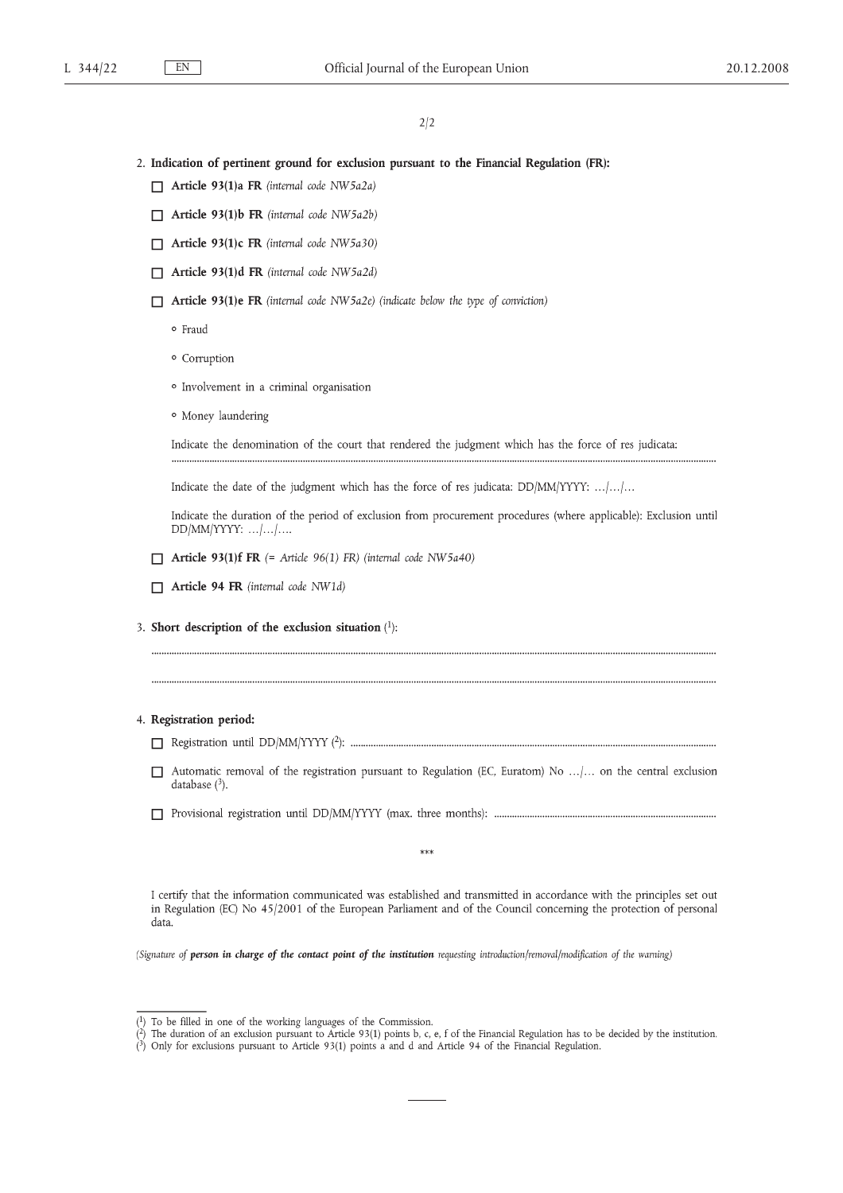2/2

2. **Indication of pertinent ground for exclusion pursuant to the Financial Regulation (FR):**

☐ **Article 93(1)a FR** *(internal code NW5a2a)*

☐ **Article 93(1)b FR** *(internal code NW5a2b)*

☐ **Article 93(1)c FR** *(internal code NW5a30)*

☐ **Article 93(1)d FR** *(internal code NW5a2d)*

☐ **Article 93(1)e FR** *(internal code NW5a2e) (indicate below the type of conviction)*

- Fraud
- Corruption
- Involvement in a criminal organisation
- Money laundering

Indicate the denomination of the court that rendered the judgment which has the force of res judicata:

..........................................................................................................................................................................................

Indicate the date of the judgment which has the force of res judicata: DD/MM/YYYY: …/…/…

Indicate the duration of the period of exclusion from procurement procedures (where applicable): Exclusion until DD/MM/YYYY: …/…/….

☐ **Article 93(1)f FR** *(= Article 96(1) FR) (internal code NW5a40)*

☐ **Article 94 FR** *(internal code NW1d)*

3. **Short description of the exclusion situation** [1]:

..........................................................................................................................................................................................

..........................................................................................................................................................................................

4. **Registration period:**

☐ Registration until DD/MM/YYYY [2]: ..........................................................................................................................

☐ Automatic removal of the registration pursuant to Regulation (EC, Euratom) No …/… on the central exclusion database [3].

☐ Provisional registration until DD/MM/YYYY (max. three months): ......................................................................................

\*\*\*

I certify that the information communicated was established and transmitted in accordance with the principles set out in Regulation (EC) No 45/2001 of the European Parliament and of the Council concerning the protection of personal data.

*(Signature of **person in charge of the contact point of the institution** requesting introduction/removal/modification of the warning)*

---

[1] To be filled in one of the working languages of the Commission.

[2] The duration of an exclusion pursuant to Article 93(1) points b, c, e, f of the Financial Regulation has to be decided by the institution.

[3] Only for exclusions pursuant to Article 93(1) points a and d and Article 94 of the Financial Regulation.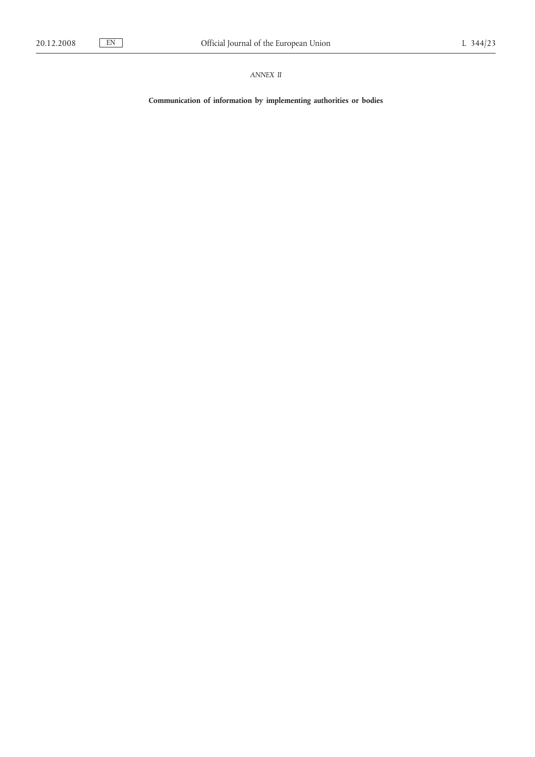*ANNEX II*

**Communication of information by implementing authorities or bodies**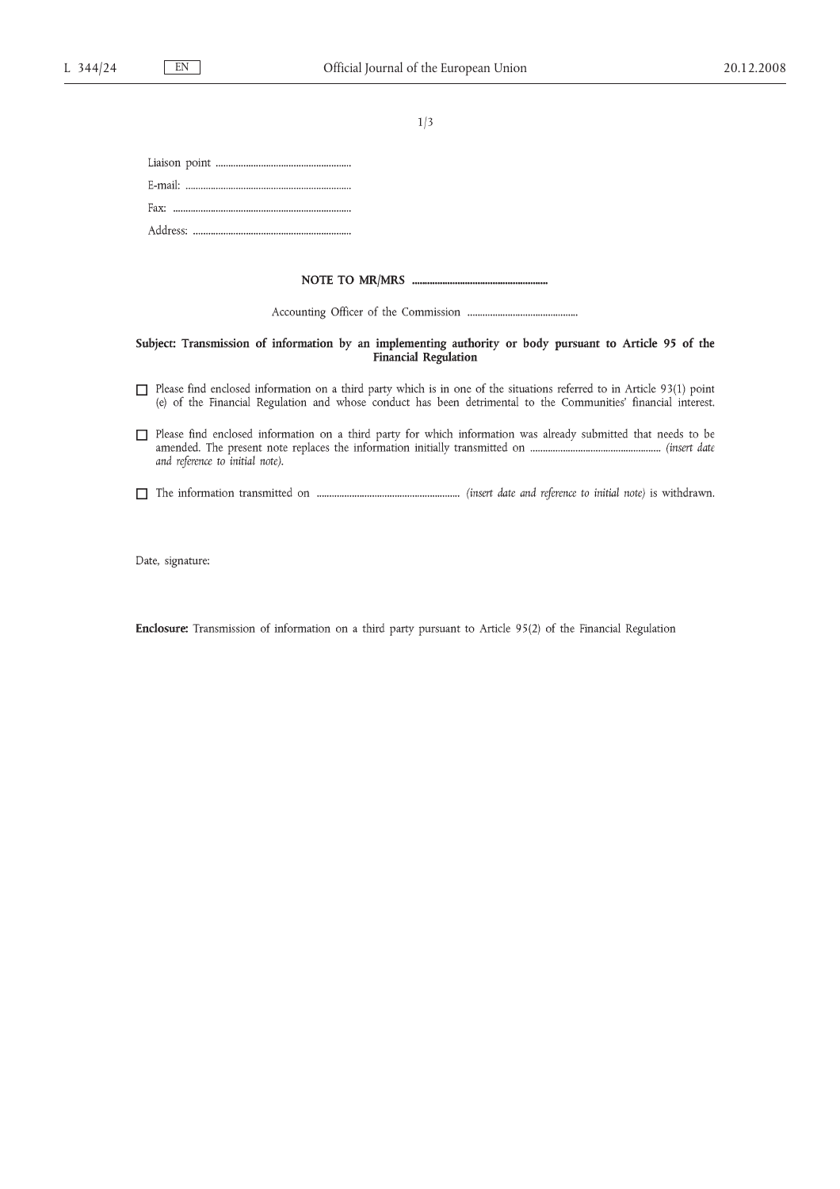1/3

Liaison point ......................................................

E-mail: .................................................................

Fax: ......................................................................

Address: ..............................................................

**NOTE TO MR/MRS ......................................................**

Accounting Officer of the Commission ............................................

**Subject: Transmission of information by an implementing authority or body pursuant to Article 95 of the Financial Regulation**

☐ Please find enclosed information on a third party which is in one of the situations referred to in Article 93(1) point (e) of the Financial Regulation and whose conduct has been detrimental to the Communities' financial interest.

☐ Please find enclosed information on a third party for which information was already submitted that needs to be amended. The present note replaces the information initially transmitted on .................................................... *(insert date and reference to initial note).*

☐ The information transmitted on ......................................................... *(insert date and reference to initial note)* is withdrawn.

Date, signature:

**Enclosure:** Transmission of information on a third party pursuant to Article 95(2) of the Financial Regulation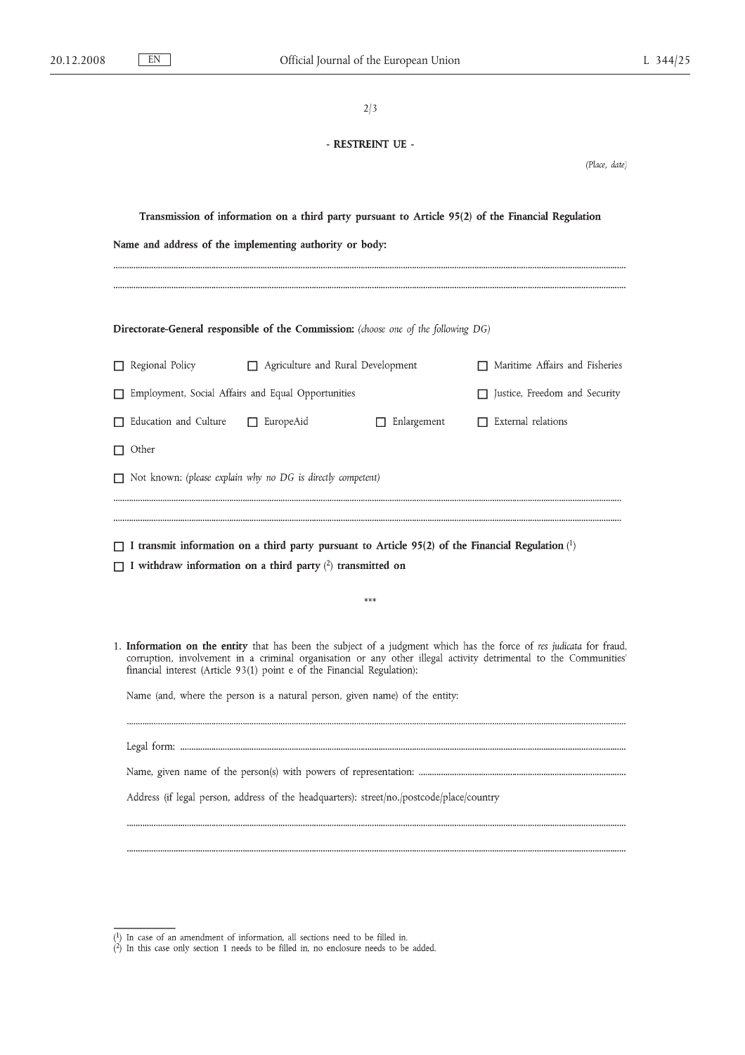2/3

**- RESTREINT UE -**

*(Place, date)*

**Transmission of information on a third party pursuant to Article 95(2) of the Financial Regulation**

**Name and address of the implementing authority or body:**

..........................................................................................................................................................................................

..........................................................................................................................................................................................

**Directorate-General responsible of the Commission:** *(choose one of the following DG)*

☐ Regional Policy ☐ Agriculture and Rural Development ☐ Maritime Affairs and Fisheries

☐ Employment, Social Affairs and Equal Opportunities ☐ Justice, Freedom and Security

☐ Education and Culture ☐ EuropeAid ☐ Enlargement ☐ External relations

☐ Other

☐ Not known: *(please explain why no DG is directly competent)*

..........................................................................................................................................................................................

..........................................................................................................................................................................................

☐ **I transmit information on a third party pursuant to Article 95(2) of the Financial Regulation** [1]

☐ **I withdraw information on a third party** [2] **transmitted on**

\*\*\*

1. **Information on the entity** that has been the subject of a judgment which has the force of *res judicata* for fraud, corruption, involvement in a criminal organisation or any other illegal activity detrimental to the Communities' financial interest (Article 93(1) point e of the Financial Regulation):

   Name (and, where the person is a natural person, given name) of the entity:

   ..........................................................................................................................................................................................

   Legal form: ..........................................................................................................................................................................

   Name, given name of the person(s) with powers of representation: ..........................................................................

   Address (if legal person, address of the headquarters): street/no./postcode/place/country

   ..........................................................................................................................................................................................

   ..........................................................................................................................................................................................

---

[1] In case of an amendment of information, all sections need to be filled in.

[2] In this case only section 1 needs to be filled in, no enclosure needs to be added.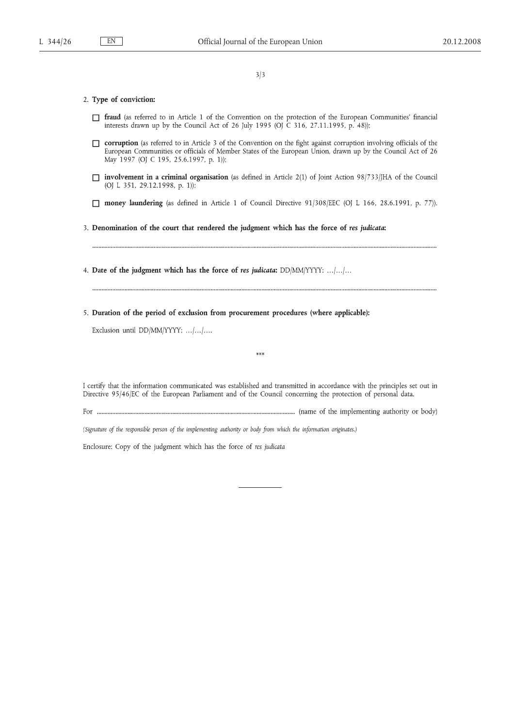3/3

2. **Type of conviction:**

   ☐ **fraud** (as referred to in Article 1 of the Convention on the protection of the European Communities' financial interests drawn up by the Council Act of 26 July 1995 (OJ C 316, 27.11.1995, p. 48));

   ☐ **corruption** (as referred to in Article 3 of the Convention on the fight against corruption involving officials of the European Communities or officials of Member States of the European Union, drawn up by the Council Act of 26 May 1997 (OJ C 195, 25.6.1997, p. 1));

   ☐ **involvement in a criminal organisation** (as defined in Article 2(1) of Joint Action 98/733/JHA of the Council (OJ L 351, 29.12.1998, p. 1));

   ☐ **money laundering** (as defined in Article 1 of Council Directive 91/308/EEC (OJ L 166, 28.6.1991, p. 77)).

3. **Denomination of the court that rendered the judgment which has the force of *res judicata*:**

   ..........................................................................................................................................................................................

4. **Date of the judgment which has the force of *res judicata*:** DD/MM/YYYY: .../.../...

   ..........................................................................................................................................................................................

5. **Duration of the period of exclusion from procurement procedures (where applicable):**

   Exclusion until DD/MM/YYYY: .../.../....

\*\*\*

I certify that the information communicated was established and transmitted in accordance with the principles set out in Directive 95/46/EC of the European Parliament and of the Council concerning the protection of personal data.

For ........................................................................................................................ (name of the implementing authority or body)

*(Signature of the responsible person of the implementing authority or body from which the information originates.)*

Enclosure: Copy of the judgment which has the force of *res judicata*